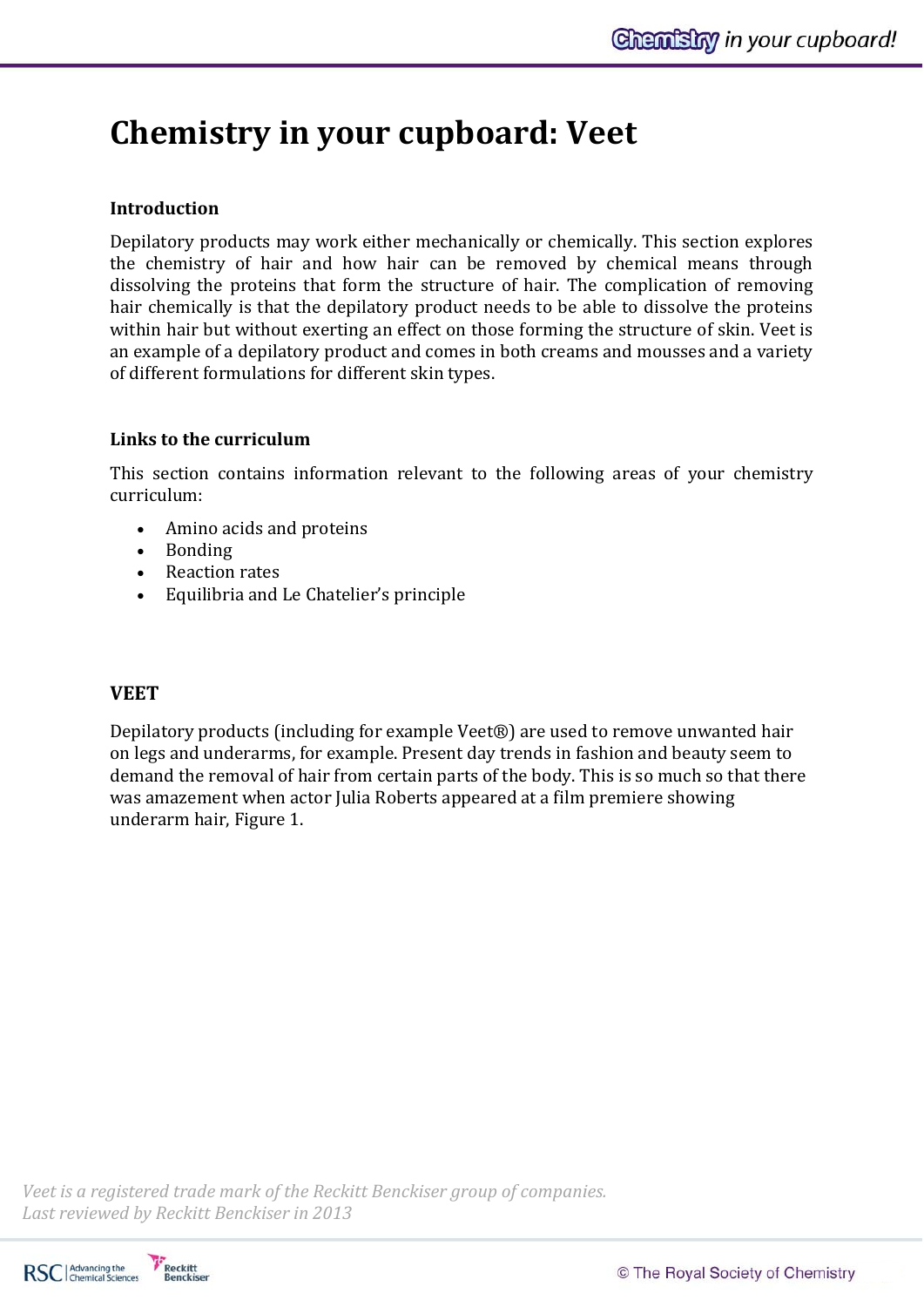# Chemistry in your cupboard: Veet

### Introduction

Depilatory products may work either mechanically or chemically. This section explores the chemistry of hair and how hair can be removed by chemical means through dissolving the proteins that form the structure of hair. The complication of removing hair chemically is that the depilatory product needs to be able to dissolve the proteins within hair but without exerting an effect on those forming the structure of skin. Veet is an example of a depilatory product and comes in both creams and mousses and a variety of different formulations for different skin types.

### Links to the curriculum

This section contains information relevant to the following areas of your chemistry curriculum:

- Amino acids and proteins
- Bonding
- Reaction rates
- Equilibria and Le Chatelier's principle

### VEET

Depilatory products (including for example Veet®) are used to remove unwanted hair on legs and underarms, for example. Present day trends in fashion and beauty seem to demand the removal of hair from certain parts of the body. This is so much so that there was amazement when actor Julia Roberts appeared at a film premiere showing underarm hair, Figure 1.

*Veet is a registered trade mark of the Reckitt Benckiser group of companies.*
*Last reviewed by Reckitt Benckiser in 2013*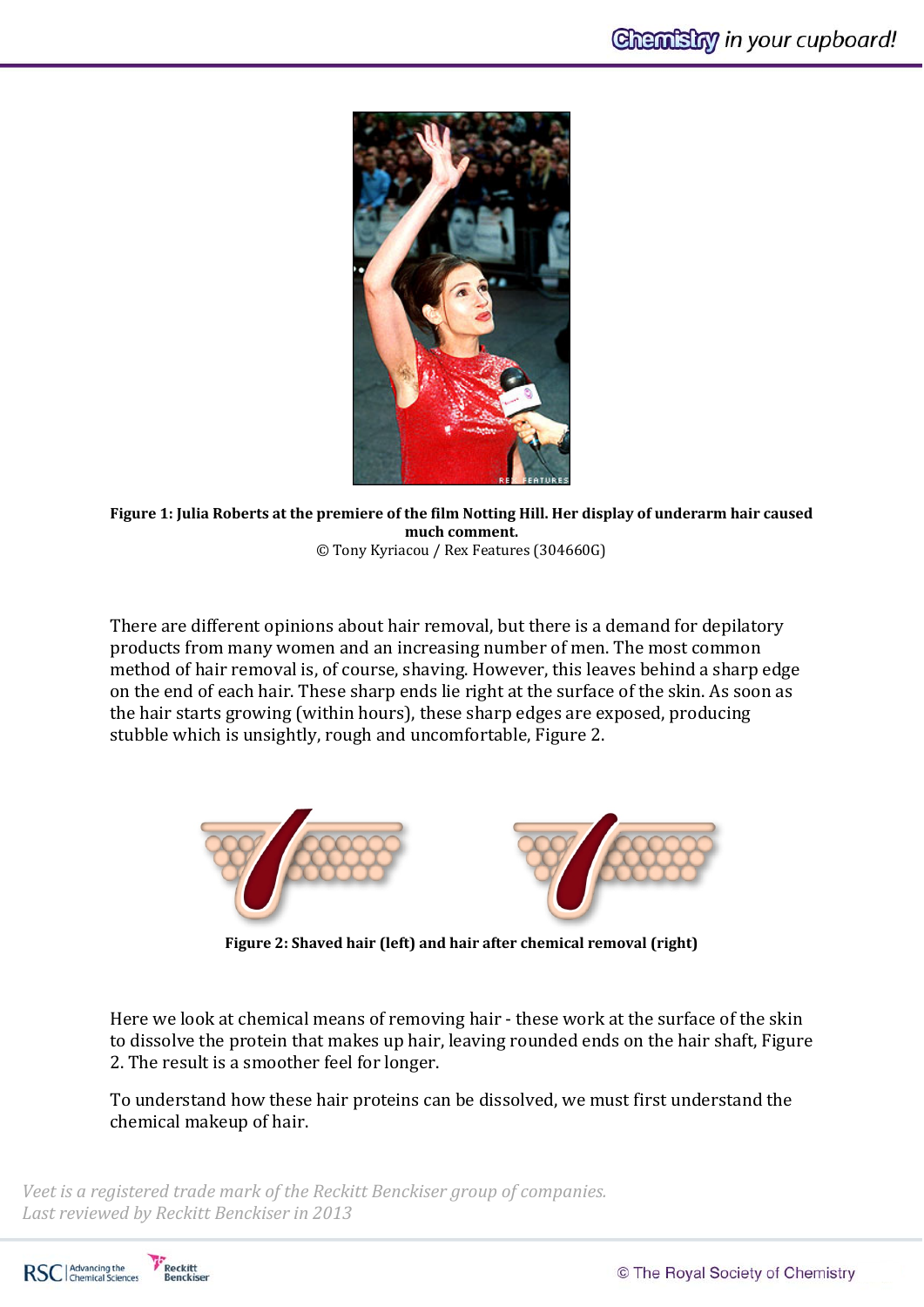**Figure 1: Julia Roberts at the premiere of the film Notting Hill. Her display of underarm hair caused much comment.**
© Tony Kyriacou / Rex Features (304660G)

There are different opinions about hair removal, but there is a demand for depilatory products from many women and an increasing number of men. The most common method of hair removal is, of course, shaving. However, this leaves behind a sharp edge on the end of each hair. These sharp ends lie right at the surface of the skin. As soon as the hair starts growing (within hours), these sharp edges are exposed, producing stubble which is unsightly, rough and uncomfortable, Figure 2.

**Figure 2: Shaved hair (left) and hair after chemical removal (right)**

Here we look at chemical means of removing hair - these work at the surface of the skin to dissolve the protein that makes up hair, leaving rounded ends on the hair shaft, Figure 2. The result is a smoother feel for longer.

To understand how these hair proteins can be dissolved, we must first understand the chemical makeup of hair.

*Veet is a registered trade mark of the Reckitt Benckiser group of companies.*
*Last reviewed by Reckitt Benckiser in 2013*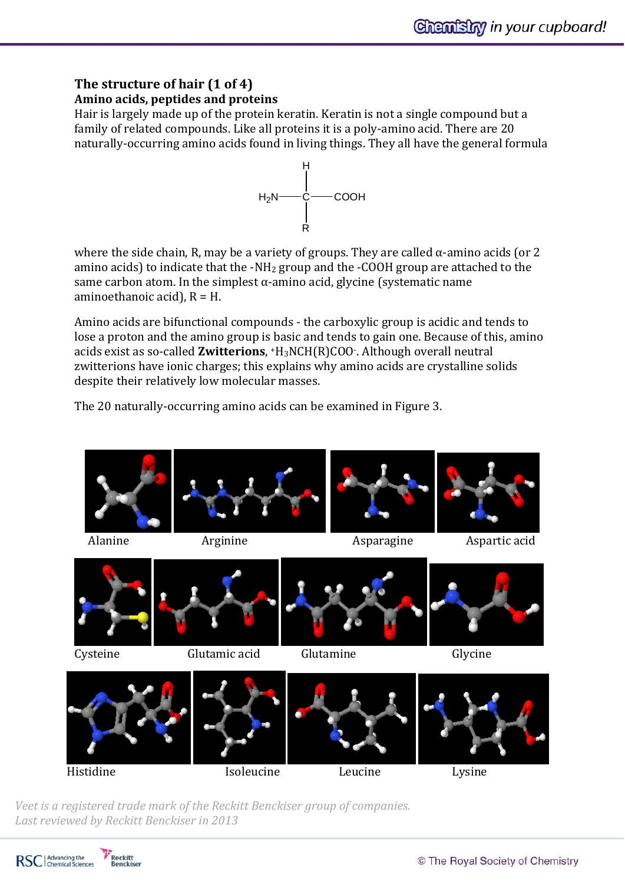## The structure of hair (1 of 4)

### Amino acids, peptides and proteins

Hair is largely made up of the protein keratin. Keratin is not a single compound but a family of related compounds. Like all proteins it is a poly-amino acid. There are 20 naturally-occurring amino acids found in living things. They all have the general formula

```
        H
        |
H2N —— C —— COOH
        |
        R
```

where the side chain, R, may be a variety of groups. They are called α-amino acids (or 2 amino acids) to indicate that the $-NH_2$ group and the -COOH group are attached to the same carbon atom. In the simplest α-amino acid, glycine (systematic name aminoethanoic acid), R = H.

Amino acids are bifunctional compounds - the carboxylic group is acidic and tends to lose a proton and the amino group is basic and tends to gain one. Because of this, amino acids exist as so-called **Zwitterions**, $^{+}H_3NCH(R)COO^{-}$. Although overall neutral zwitterions have ionic charges; this explains why amino acids are crystalline solids despite their relatively low molecular masses.

The 20 naturally-occurring amino acids can be examined in Figure 3.

Alanine

Arginine

Asparagine

Aspartic acid

Cysteine

Glutamic acid

Glutamine

Glycine

Histidine

Isoleucine

Leucine

Lysine

*Veet is a registered trade mark of the Reckitt Benckiser group of companies.*
*Last reviewed by Reckitt Benckiser in 2013*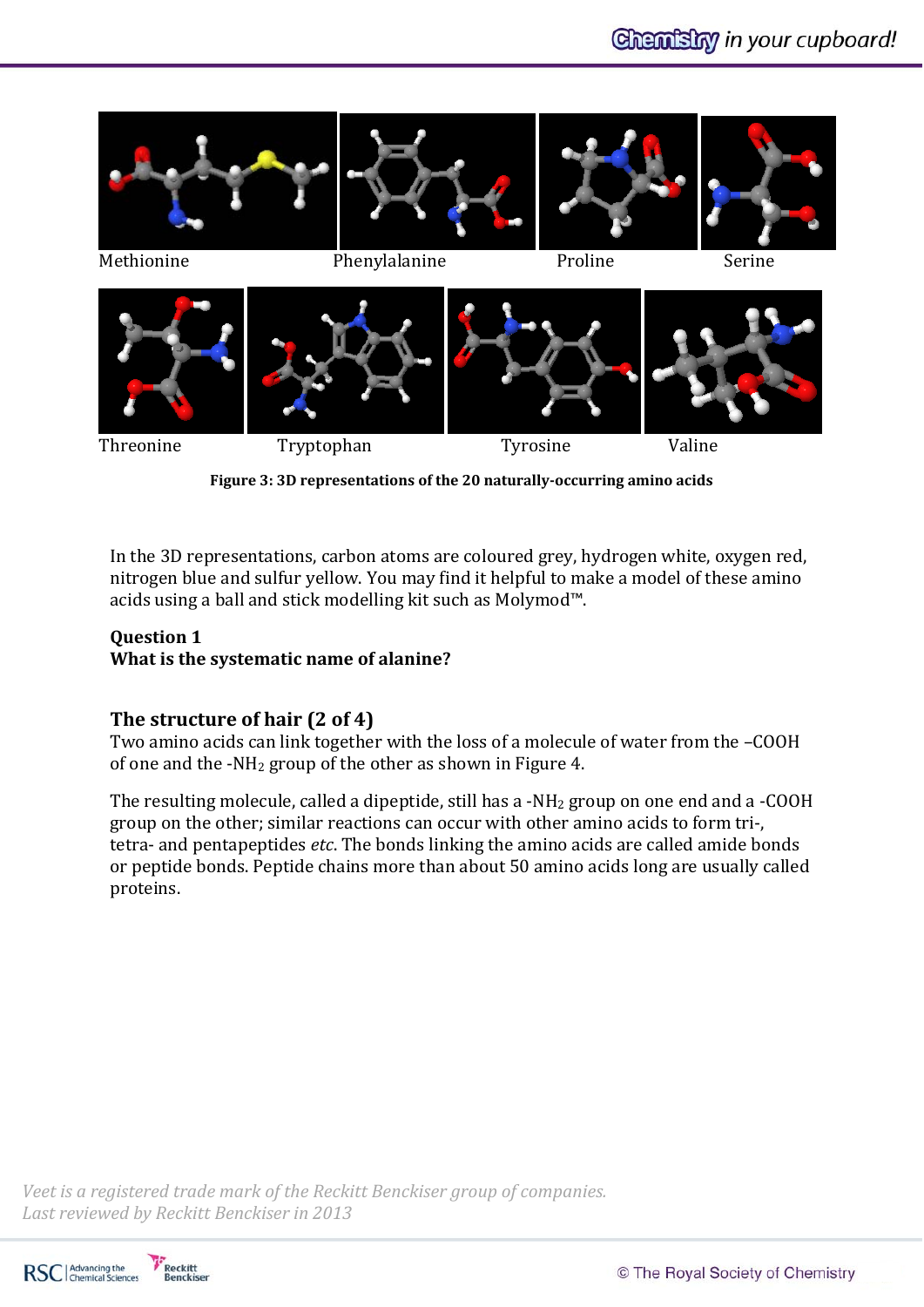Methionine Phenylalanine Proline Serine

Threonine Tryptophan Tyrosine Valine

**Figure 3: 3D representations of the 20 naturally-occurring amino acids**

In the 3D representations, carbon atoms are coloured grey, hydrogen white, oxygen red, nitrogen blue and sulfur yellow. You may find it helpful to make a model of these amino acids using a ball and stick modelling kit such as Molymod™.

**Question 1**
**What is the systematic name of alanine?**

## The structure of hair (2 of 4)

Two amino acids can link together with the loss of a molecule of water from the –COOH of one and the -$NH_2$ group of the other as shown in Figure 4.

The resulting molecule, called a dipeptide, still has a -$NH_2$ group on one end and a -COOH group on the other; similar reactions can occur with other amino acids to form tri-, tetra- and pentapeptides *etc*. The bonds linking the amino acids are called amide bonds or peptide bonds. Peptide chains more than about 50 amino acids long are usually called proteins.

*Veet is a registered trade mark of the Reckitt Benckiser group of companies.*
*Last reviewed by Reckitt Benckiser in 2013*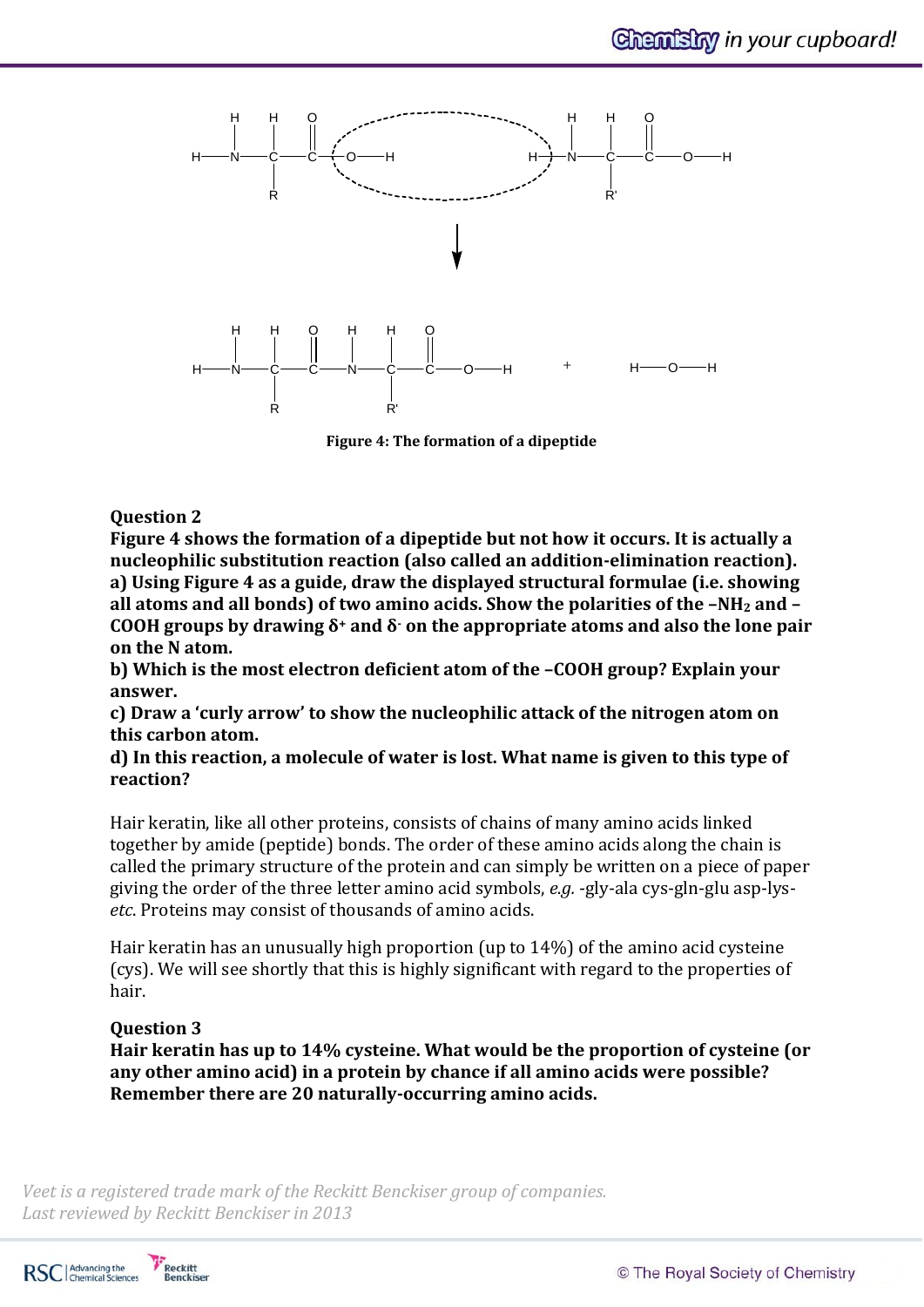**Figure 4: The formation of a dipeptide**

**Question 2**

**Figure 4 shows the formation of a dipeptide but not how it occurs. It is actually a nucleophilic substitution reaction (also called an addition-elimination reaction).**

**a) Using Figure 4 as a guide, draw the displayed structural formulae (i.e. showing all atoms and all bonds) of two amino acids. Show the polarities of the $-NH_2$ and $-COOH$ groups by drawing $\delta^+$ and $\delta^-$ on the appropriate atoms and also the lone pair on the N atom.**

**b) Which is the most electron deficient atom of the –COOH group? Explain your answer.**

**c) Draw a 'curly arrow' to show the nucleophilic attack of the nitrogen atom on this carbon atom.**

**d) In this reaction, a molecule of water is lost. What name is given to this type of reaction?**

Hair keratin, like all other proteins, consists of chains of many amino acids linked together by amide (peptide) bonds. The order of these amino acids along the chain is called the primary structure of the protein and can simply be written on a piece of paper giving the order of the three letter amino acid symbols, *e.g.* -gly-ala cys-gln-glu asp-lys- *etc.* Proteins may consist of thousands of amino acids.

Hair keratin has an unusually high proportion (up to 14%) of the amino acid cysteine (cys). We will see shortly that this is highly significant with regard to the properties of hair.

**Question 3**

**Hair keratin has up to 14% cysteine. What would be the proportion of cysteine (or any other amino acid) in a protein by chance if all amino acids were possible? Remember there are 20 naturally-occurring amino acids.**

*Veet is a registered trade mark of the Reckitt Benckiser group of companies.*
*Last reviewed by Reckitt Benckiser in 2013*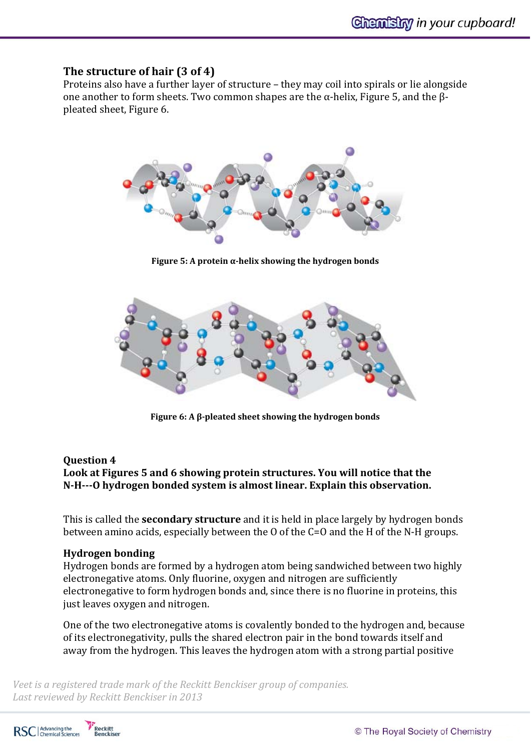## The structure of hair (3 of 4)

Proteins also have a further layer of structure – they may coil into spirals or lie alongside one another to form sheets. Two common shapes are the α-helix, Figure 5, and the β-pleated sheet, Figure 6.

**Figure 5: A protein α-helix showing the hydrogen bonds**

**Figure 6: A β-pleated sheet showing the hydrogen bonds**

**Question 4**
**Look at Figures 5 and 6 showing protein structures. You will notice that the N-H---O hydrogen bonded system is almost linear. Explain this observation.**

This is called the **secondary structure** and it is held in place largely by hydrogen bonds between amino acids, especially between the O of the C=O and the H of the N-H groups.

### Hydrogen bonding

Hydrogen bonds are formed by a hydrogen atom being sandwiched between two highly electronegative atoms. Only fluorine, oxygen and nitrogen are sufficiently electronegative to form hydrogen bonds and, since there is no fluorine in proteins, this just leaves oxygen and nitrogen.

One of the two electronegative atoms is covalently bonded to the hydrogen and, because of its electronegativity, pulls the shared electron pair in the bond towards itself and away from the hydrogen. This leaves the hydrogen atom with a strong partial positive

*Veet is a registered trade mark of the Reckitt Benckiser group of companies.*
*Last reviewed by Reckitt Benckiser in 2013*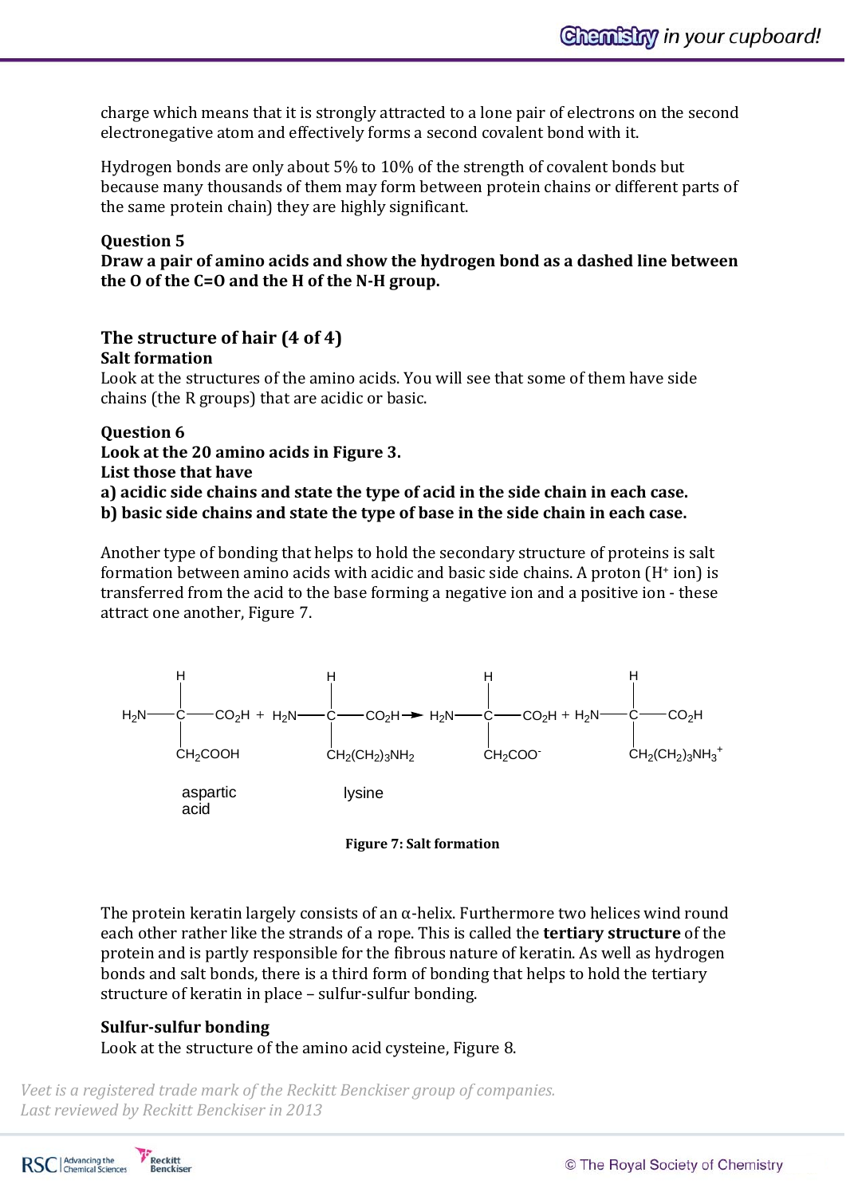charge which means that it is strongly attracted to a lone pair of electrons on the second electronegative atom and effectively forms a second covalent bond with it.

Hydrogen bonds are only about 5% to 10% of the strength of covalent bonds but because many thousands of them may form between protein chains or different parts of the same protein chain) they are highly significant.

**Question 5**
**Draw a pair of amino acids and show the hydrogen bond as a dashed line between the O of the C=O and the H of the N-H group.**

## The structure of hair (4 of 4)

**Salt formation**
Look at the structures of the amino acids. You will see that some of them have side chains (the R groups) that are acidic or basic.

**Question 6**
**Look at the 20 amino acids in Figure 3.**
**List those that have**
**a) acidic side chains and state the type of acid in the side chain in each case.**
**b) basic side chains and state the type of base in the side chain in each case.**

Another type of bonding that helps to hold the secondary structure of proteins is salt formation between amino acids with acidic and basic side chains. A proton ($H^+$ ion) is transferred from the acid to the base forming a negative ion and a positive ion - these attract one another, Figure 7.

$$H_2N{-}CH(CH_2COOH){-}CO_2H + H_2N{-}CH(CH_2(CH_2)_3NH_2){-}CO_2H \rightarrow H_2N{-}CH(CH_2COO^-){-}CO_2H + H_2N{-}CH(CH_2(CH_2)_3NH_3^+){-}CO_2H$$

aspartic acid &nbsp;&nbsp;&nbsp; lysine

**Figure 7: Salt formation**

The protein keratin largely consists of an α-helix. Furthermore two helices wind round each other rather like the strands of a rope. This is called the **tertiary structure** of the protein and is partly responsible for the fibrous nature of keratin. As well as hydrogen bonds and salt bonds, there is a third form of bonding that helps to hold the tertiary structure of keratin in place – sulfur-sulfur bonding.

**Sulfur-sulfur bonding**
Look at the structure of the amino acid cysteine, Figure 8.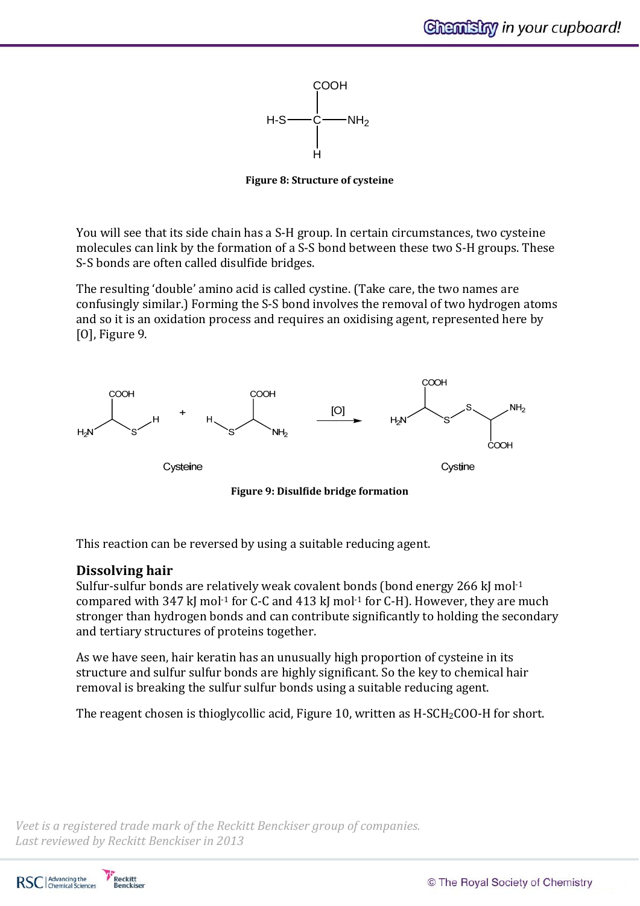Figure 8: Structure of cysteine

You will see that its side chain has a S-H group. In certain circumstances, two cysteine molecules can link by the formation of a S-S bond between these two S-H groups. These S-S bonds are often called disulfide bridges.

The resulting 'double' amino acid is called cystine. (Take care, the two names are confusingly similar.) Forming the S-S bond involves the removal of two hydrogen atoms and so it is an oxidation process and requires an oxidising agent, represented here by [O], Figure 9.

Figure 9: Disulfide bridge formation

This reaction can be reversed by using a suitable reducing agent.

## Dissolving hair

Sulfur-sulfur bonds are relatively weak covalent bonds (bond energy 266 kJ mol$^{-1}$ compared with 347 kJ mol$^{-1}$ for C-C and 413 kJ mol$^{-1}$ for C-H). However, they are much stronger than hydrogen bonds and can contribute significantly to holding the secondary and tertiary structures of proteins together.

As we have seen, hair keratin has an unusually high proportion of cysteine in its structure and sulfur sulfur bonds are highly significant. So the key to chemical hair removal is breaking the sulfur sulfur bonds using a suitable reducing agent.

The reagent chosen is thioglycollic acid, Figure 10, written as H-S$CH_2$COO-H for short.

*Veet is a registered trade mark of the Reckitt Benckiser group of companies.*
*Last reviewed by Reckitt Benckiser in 2013*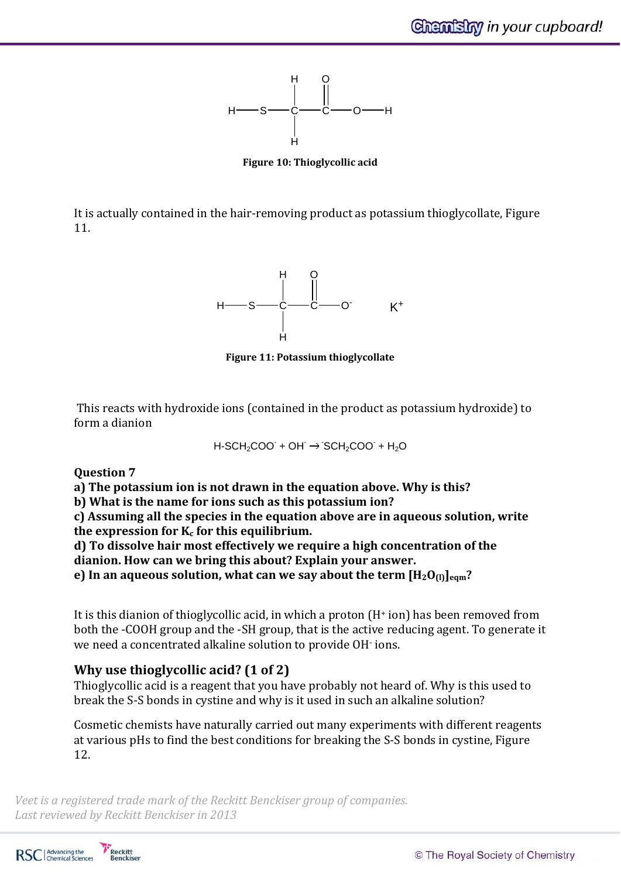Figure 10: Thioglycollic acid

It is actually contained in the hair-removing product as potassium thioglycollate, Figure 11.

Figure 11: Potassium thioglycollate

This reacts with hydroxide ions (contained in the product as potassium hydroxide) to form a dianion

$$H\text{-}SCH_2COO^- + OH^- \rightarrow {}^-SCH_2COO^- + H_2O$$

**Question 7**

**a) The potassium ion is not drawn in the equation above. Why is this?**
**b) What is the name for ions such as this potassium ion?**
**c) Assuming all the species in the equation above are in aqueous solution, write the expression for $K_c$ for this equilibrium.**
**d) To dissolve hair most effectively we require a high concentration of the dianion. How can we bring this about? Explain your answer.**
**e) In an aqueous solution, what can we say about the term $[H_2O_{(l)}]_{eqm}$?**

It is this dianion of thioglycollic acid, in which a proton ($H^+$ ion) has been removed from both the -COOH group and the -SH group, that is the active reducing agent. To generate it we need a concentrated alkaline solution to provide $OH^-$ ions.

## Why use thioglycollic acid? (1 of 2)

Thioglycollic acid is a reagent that you have probably not heard of. Why is this used to break the S-S bonds in cystine and why is it used in such an alkaline solution?

Cosmetic chemists have naturally carried out many experiments with different reagents at various pHs to find the best conditions for breaking the S-S bonds in cystine, Figure 12.

*Veet is a registered trade mark of the Reckitt Benckiser group of companies.*
*Last reviewed by Reckitt Benckiser in 2013*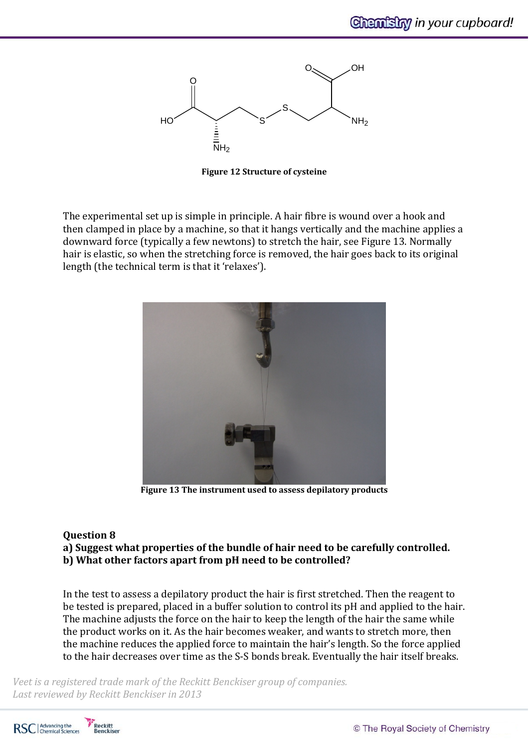Figure 12 Structure of cysteine

The experimental set up is simple in principle. A hair fibre is wound over a hook and then clamped in place by a machine, so that it hangs vertically and the machine applies a downward force (typically a few newtons) to stretch the hair, see Figure 13. Normally hair is elastic, so when the stretching force is removed, the hair goes back to its original length (the technical term is that it 'relaxes').

Figure 13 The instrument used to assess depilatory products

**Question 8**
**a) Suggest what properties of the bundle of hair need to be carefully controlled.**
**b) What other factors apart from pH need to be controlled?**

In the test to assess a depilatory product the hair is first stretched. Then the reagent to be tested is prepared, placed in a buffer solution to control its pH and applied to the hair. The machine adjusts the force on the hair to keep the length of the hair the same while the product works on it. As the hair becomes weaker, and wants to stretch more, then the machine reduces the applied force to maintain the hair's length. So the force applied to the hair decreases over time as the S-S bonds break. Eventually the hair itself breaks.

*Veet is a registered trade mark of the Reckitt Benckiser group of companies.*
*Last reviewed by Reckitt Benckiser in 2013*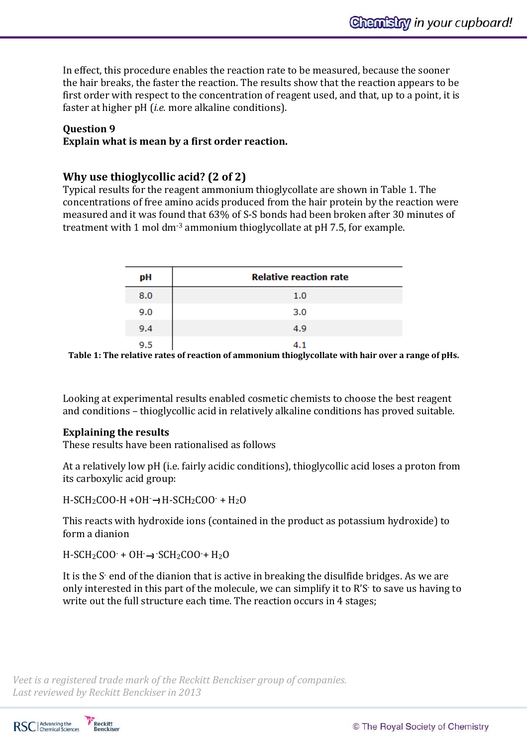In effect, this procedure enables the reaction rate to be measured, because the sooner the hair breaks, the faster the reaction. The results show that the reaction appears to be first order with respect to the concentration of reagent used, and that, up to a point, it is faster at higher pH (*i.e.* more alkaline conditions).

**Question 9**
**Explain what is mean by a first order reaction.**

## Why use thioglycollic acid? (2 of 2)

Typical results for the reagent ammonium thioglycollate are shown in Table 1. The concentrations of free amino acids produced from the hair protein by the reaction were measured and it was found that 63% of S-S bonds had been broken after 30 minutes of treatment with 1 mol $dm^{-3}$ ammonium thioglycollate at pH 7.5, for example.

| pH | Relative reaction rate |
|---|---|
| 8.0 | 1.0 |
| 9.0 | 3.0 |
| 9.4 | 4.9 |
| 9.5 | 4.1 |

**Table 1: The relative rates of reaction of ammonium thioglycollate with hair over a range of pHs.**

Looking at experimental results enabled cosmetic chemists to choose the best reagent and conditions – thioglycollic acid in relatively alkaline conditions has proved suitable.

**Explaining the results**
These results have been rationalised as follows

At a relatively low pH (i.e. fairly acidic conditions), thioglycollic acid loses a proton from its carboxylic acid group:

$H\text{-}SCH_2COO\text{-}H + OH^- \rightarrow H\text{-}SCH_2COO^- + H_2O$

This reacts with hydroxide ions (contained in the product as potassium hydroxide) to form a dianion

$H\text{-}SCH_2COO^- + OH^- \rightarrow {}^-SCH_2COO^- + H_2O$

It is the $S^-$ end of the dianion that is active in breaking the disulfide bridges. As we are only interested in this part of the molecule, we can simplify it to $R'S^-$ to save us having to write out the full structure each time. The reaction occurs in 4 stages;

*Veet is a registered trade mark of the Reckitt Benckiser group of companies.*
*Last reviewed by Reckitt Benckiser in 2013*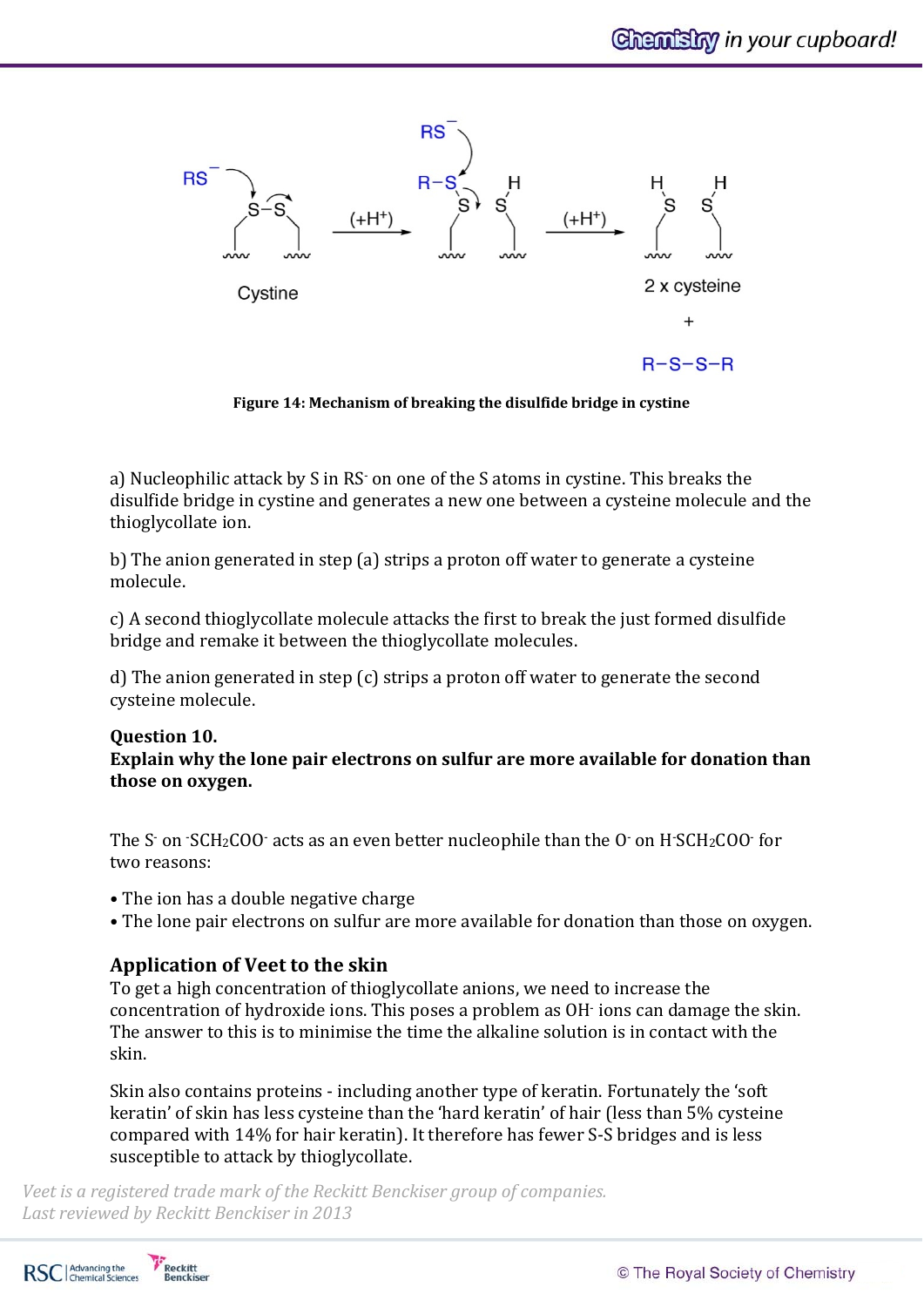Figure 14: Mechanism of breaking the disulfide bridge in cystine

a) Nucleophilic attack by S in $RS^-$ on one of the S atoms in cystine. This breaks the disulfide bridge in cystine and generates a new one between a cysteine molecule and the thioglycollate ion.

b) The anion generated in step (a) strips a proton off water to generate a cysteine molecule.

c) A second thioglycollate molecule attacks the first to break the just formed disulfide bridge and remake it between the thioglycollate molecules.

d) The anion generated in step (c) strips a proton off water to generate the second cysteine molecule.

**Question 10.**
**Explain why the lone pair electrons on sulfur are more available for donation than those on oxygen.**

The $S^-$ on $^-SCH_2COO^-$ acts as an even better nucleophile than the $O^-$ on $H$-$SCH_2COO^-$ for two reasons:

- The ion has a double negative charge
- The lone pair electrons on sulfur are more available for donation than those on oxygen.

### Application of Veet to the skin

To get a high concentration of thioglycollate anions, we need to increase the concentration of hydroxide ions. This poses a problem as $OH^-$ ions can damage the skin. The answer to this is to minimise the time the alkaline solution is in contact with the skin.

Skin also contains proteins - including another type of keratin. Fortunately the 'soft keratin' of skin has less cysteine than the 'hard keratin' of hair (less than 5% cysteine compared with 14% for hair keratin). It therefore has fewer S-S bridges and is less susceptible to attack by thioglycollate.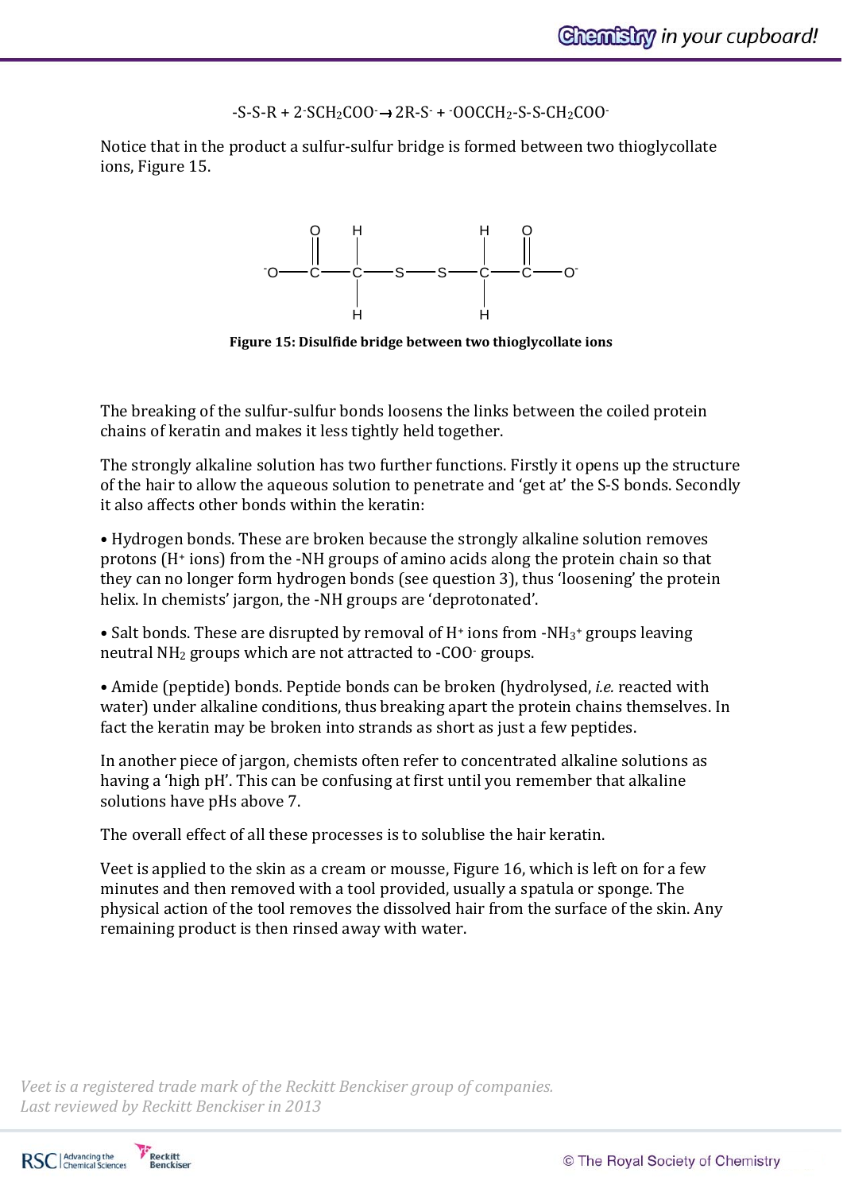$$\text{-S-S-R} + 2\,^{-}SCH_2COO^{-} \rightarrow 2R\text{-}S^{-} + {}^{-}OOCCH_2\text{-S-S-}CH_2COO^{-}$$

Notice that in the product a sulfur-sulfur bridge is formed between two thioglycollate ions, Figure 15.

**Figure 15: Disulfide bridge between two thioglycollate ions**

The breaking of the sulfur-sulfur bonds loosens the links between the coiled protein chains of keratin and makes it less tightly held together.

The strongly alkaline solution has two further functions. Firstly it opens up the structure of the hair to allow the aqueous solution to penetrate and 'get at' the S-S bonds. Secondly it also affects other bonds within the keratin:

- Hydrogen bonds. These are broken because the strongly alkaline solution removes protons ($H^+$ ions) from the -NH groups of amino acids along the protein chain so that they can no longer form hydrogen bonds (see question 3), thus 'loosening' the protein helix. In chemists' jargon, the -NH groups are 'deprotonated'.

- Salt bonds. These are disrupted by removal of $H^+$ ions from $-NH_3^+$ groups leaving neutral $NH_2$ groups which are not attracted to $-COO^-$ groups.

- Amide (peptide) bonds. Peptide bonds can be broken (hydrolysed, *i.e.* reacted with water) under alkaline conditions, thus breaking apart the protein chains themselves. In fact the keratin may be broken into strands as short as just a few peptides.

In another piece of jargon, chemists often refer to concentrated alkaline solutions as having a 'high pH'. This can be confusing at first until you remember that alkaline solutions have pHs above 7.

The overall effect of all these processes is to solublise the hair keratin.

Veet is applied to the skin as a cream or mousse, Figure 16, which is left on for a few minutes and then removed with a tool provided, usually a spatula or sponge. The physical action of the tool removes the dissolved hair from the surface of the skin. Any remaining product is then rinsed away with water.

*Veet is a registered trade mark of the Reckitt Benckiser group of companies.*
*Last reviewed by Reckitt Benckiser in 2013*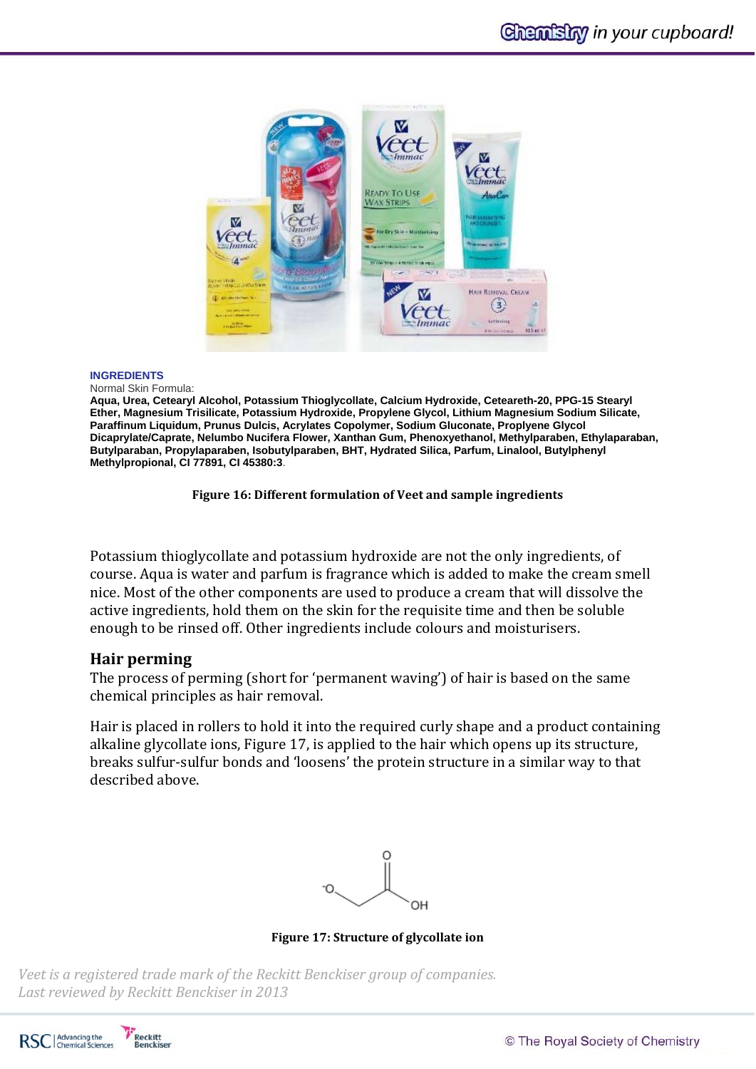**INGREDIENTS**

Normal Skin Formula:

**Aqua, Urea, Cetearyl Alcohol, Potassium Thioglycollate, Calcium Hydroxide, Ceteareth-20, PPG-15 Stearyl Ether, Magnesium Trisilicate, Potassium Hydroxide, Propylene Glycol, Lithium Magnesium Sodium Silicate, Paraffinum Liquidum, Prunus Dulcis, Acrylates Copolymer, Sodium Gluconate, Proplyene Glycol Dicaprylate/Caprate, Nelumbo Nucifera Flower, Xanthan Gum, Phenoxyethanol, Methylparaben, Ethylaparaban, Butylparaban, Propylaparaben, Isobutylparaben, BHT, Hydrated Silica, Parfum, Linalool, Butylphenyl Methylpropional, CI 77891, CI 45380:3**.

**Figure 16: Different formulation of Veet and sample ingredients**

Potassium thioglycollate and potassium hydroxide are not the only ingredients, of course. Aqua is water and parfum is fragrance which is added to make the cream smell nice. Most of the other components are used to produce a cream that will dissolve the active ingredients, hold them on the skin for the requisite time and then be soluble enough to be rinsed off. Other ingredients include colours and moisturisers.

## Hair perming

The process of perming (short for 'permanent waving') of hair is based on the same chemical principles as hair removal.

Hair is placed in rollers to hold it into the required curly shape and a product containing alkaline glycollate ions, Figure 17, is applied to the hair which opens up its structure, breaks sulfur-sulfur bonds and 'loosens' the protein structure in a similar way to that described above.

**Figure 17: Structure of glycollate ion**

*Veet is a registered trade mark of the Reckitt Benckiser group of companies.*
*Last reviewed by Reckitt Benckiser in 2013*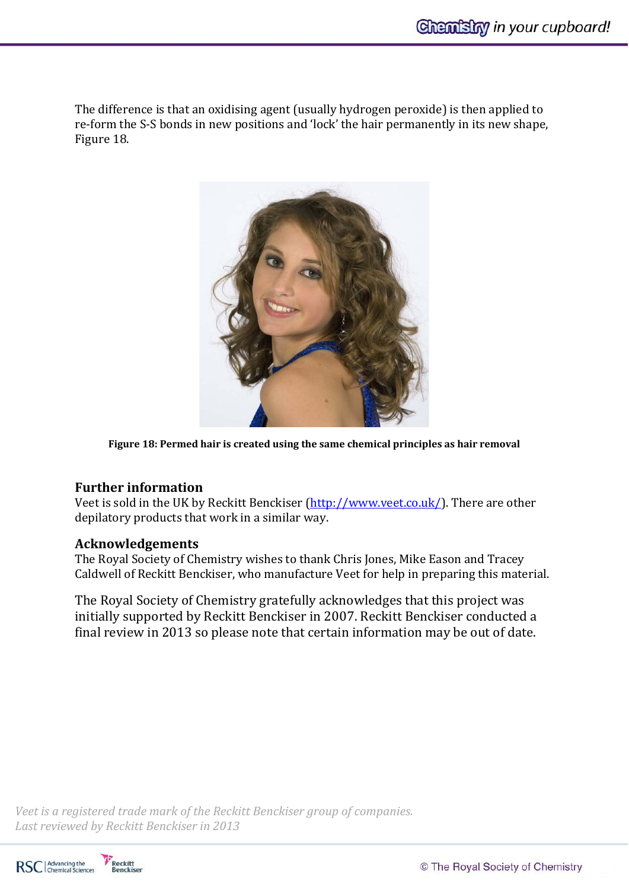The difference is that an oxidising agent (usually hydrogen peroxide) is then applied to re-form the S-S bonds in new positions and 'lock' the hair permanently in its new shape, Figure 18.

**Figure 18: Permed hair is created using the same chemical principles as hair removal**

## Further information

Veet is sold in the UK by Reckitt Benckiser (http://www.veet.co.uk/). There are other depilatory products that work in a similar way.

## Acknowledgements

The Royal Society of Chemistry wishes to thank Chris Jones, Mike Eason and Tracey Caldwell of Reckitt Benckiser, who manufacture Veet for help in preparing this material.

The Royal Society of Chemistry gratefully acknowledges that this project was initially supported by Reckitt Benckiser in 2007. Reckitt Benckiser conducted a final review in 2013 so please note that certain information may be out of date.

*Veet is a registered trade mark of the Reckitt Benckiser group of companies.*
*Last reviewed by Reckitt Benckiser in 2013*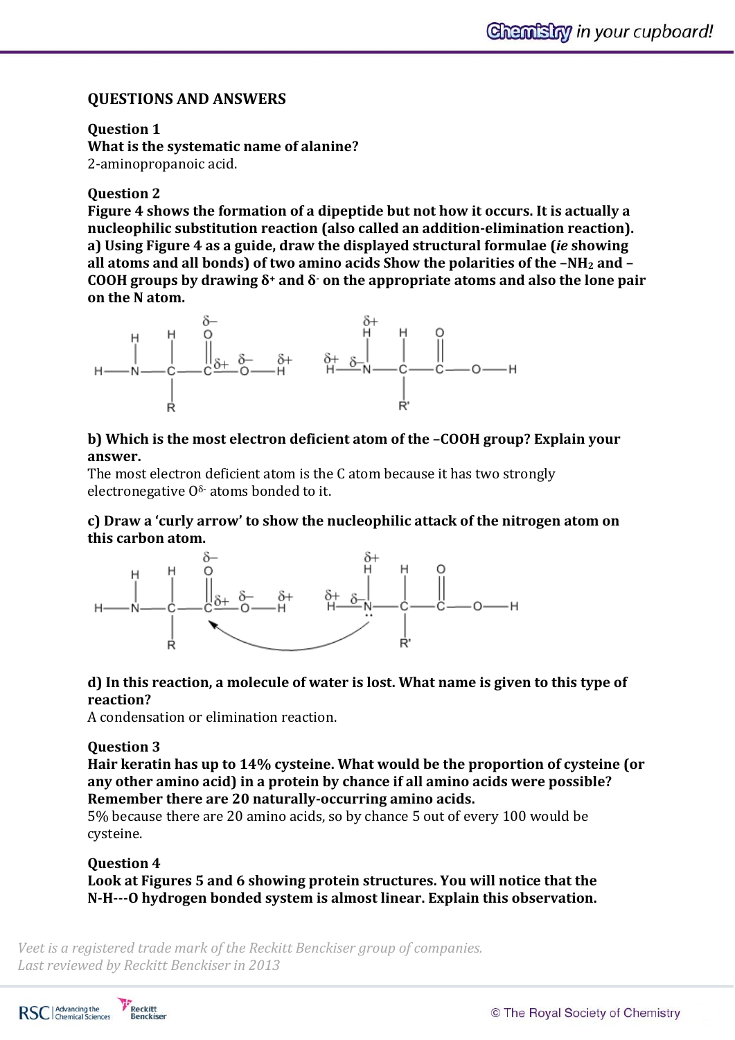## QUESTIONS AND ANSWERS

**Question 1**

**What is the systematic name of alanine?**

2-aminopropanoic acid.

**Question 2**

**Figure 4 shows the formation of a dipeptide but not how it occurs. It is actually a nucleophilic substitution reaction (also called an addition-elimination reaction).**

**a) Using Figure 4 as a guide, draw the displayed structural formulae (*ie* showing all atoms and all bonds) of two amino acids Show the polarities of the $-NH_2$ and $-COOH$ groups by drawing $\delta^+$ and $\delta^-$ on the appropriate atoms and also the lone pair on the N atom.**

**b) Which is the most electron deficient atom of the –COOH group? Explain your answer.**

The most electron deficient atom is the C atom because it has two strongly electronegative $O^{\delta-}$ atoms bonded to it.

**c) Draw a 'curly arrow' to show the nucleophilic attack of the nitrogen atom on this carbon atom.**

**d) In this reaction, a molecule of water is lost. What name is given to this type of reaction?**

A condensation or elimination reaction.

**Question 3**

**Hair keratin has up to 14% cysteine. What would be the proportion of cysteine (or any other amino acid) in a protein by chance if all amino acids were possible? Remember there are 20 naturally-occurring amino acids.**

5% because there are 20 amino acids, so by chance 5 out of every 100 would be cysteine.

**Question 4**

**Look at Figures 5 and 6 showing protein structures. You will notice that the N-H---O hydrogen bonded system is almost linear. Explain this observation.**

*Veet is a registered trade mark of the Reckitt Benckiser group of companies.*
*Last reviewed by Reckitt Benckiser in 2013*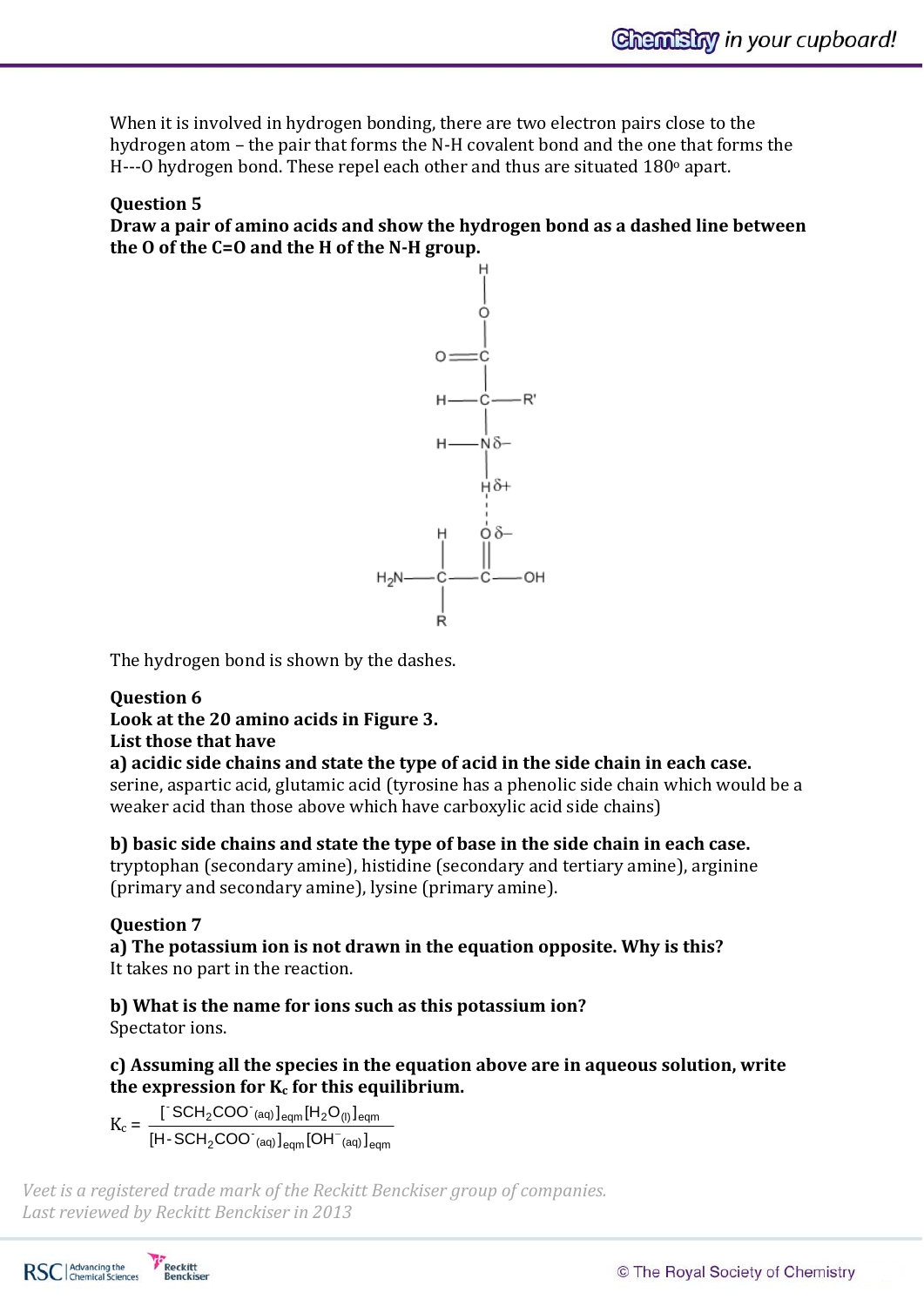When it is involved in hydrogen bonding, there are two electron pairs close to the hydrogen atom – the pair that forms the N-H covalent bond and the one that forms the H---O hydrogen bond. These repel each other and thus are situated 180° apart.

**Question 5**

**Draw a pair of amino acids and show the hydrogen bond as a dashed line between the O of the C=O and the H of the N-H group.**

The hydrogen bond is shown by the dashes.

**Question 6**

**Look at the 20 amino acids in Figure 3.**

**List those that have**

**a) acidic side chains and state the type of acid in the side chain in each case.**

serine, aspartic acid, glutamic acid (tyrosine has a phenolic side chain which would be a weaker acid than those above which have carboxylic acid side chains)

**b) basic side chains and state the type of base in the side chain in each case.**

tryptophan (secondary amine), histidine (secondary and tertiary amine), arginine (primary and secondary amine), lysine (primary amine).

**Question 7**

**a) The potassium ion is not drawn in the equation opposite. Why is this?**

It takes no part in the reaction.

**b) What is the name for ions such as this potassium ion?**

Spectator ions.

**c) Assuming all the species in the equation above are in aqueous solution, write the expression for $K_c$ for this equilibrium.**

$$K_c = \frac{[^{-}SCH_2COO^{-}{}_{(aq)}]_{eqm}[H_2O_{(l)}]_{eqm}}{[H\text{-}SCH_2COO^{-}{}_{(aq)}]_{eqm}[OH^{-}{}_{(aq)}]_{eqm}}$$

*Veet is a registered trade mark of the Reckitt Benckiser group of companies.*
*Last reviewed by Reckitt Benckiser in 2013*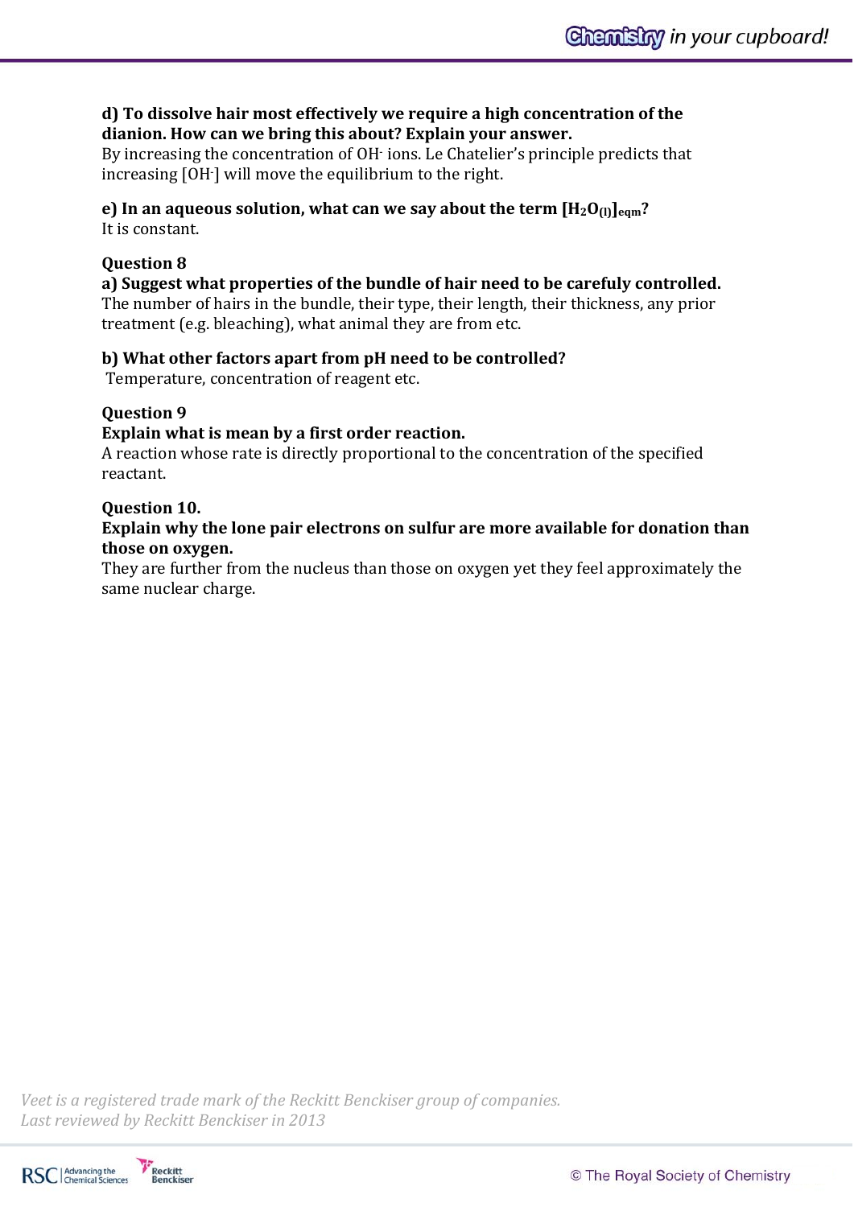**d) To dissolve hair most effectively we require a high concentration of the dianion. How can we bring this about? Explain your answer.**

By increasing the concentration of $OH^-$ ions. Le Chatelier's principle predicts that increasing $[OH^-]$ will move the equilibrium to the right.

**e) In an aqueous solution, what can we say about the term $[H_2O_{(l)}]_{eqm}$?**

It is constant.

**Question 8**

**a) Suggest what properties of the bundle of hair need to be carefully controlled.**

The number of hairs in the bundle, their type, their length, their thickness, any prior treatment (e.g. bleaching), what animal they are from etc.

**b) What other factors apart from pH need to be controlled?**

Temperature, concentration of reagent etc.

**Question 9**

**Explain what is mean by a first order reaction.**

A reaction whose rate is directly proportional to the concentration of the specified reactant.

**Question 10.**

**Explain why the lone pair electrons on sulfur are more available for donation than those on oxygen.**

They are further from the nucleus than those on oxygen yet they feel approximately the same nuclear charge.

*Veet is a registered trade mark of the Reckitt Benckiser group of companies.*
*Last reviewed by Reckitt Benckiser in 2013*